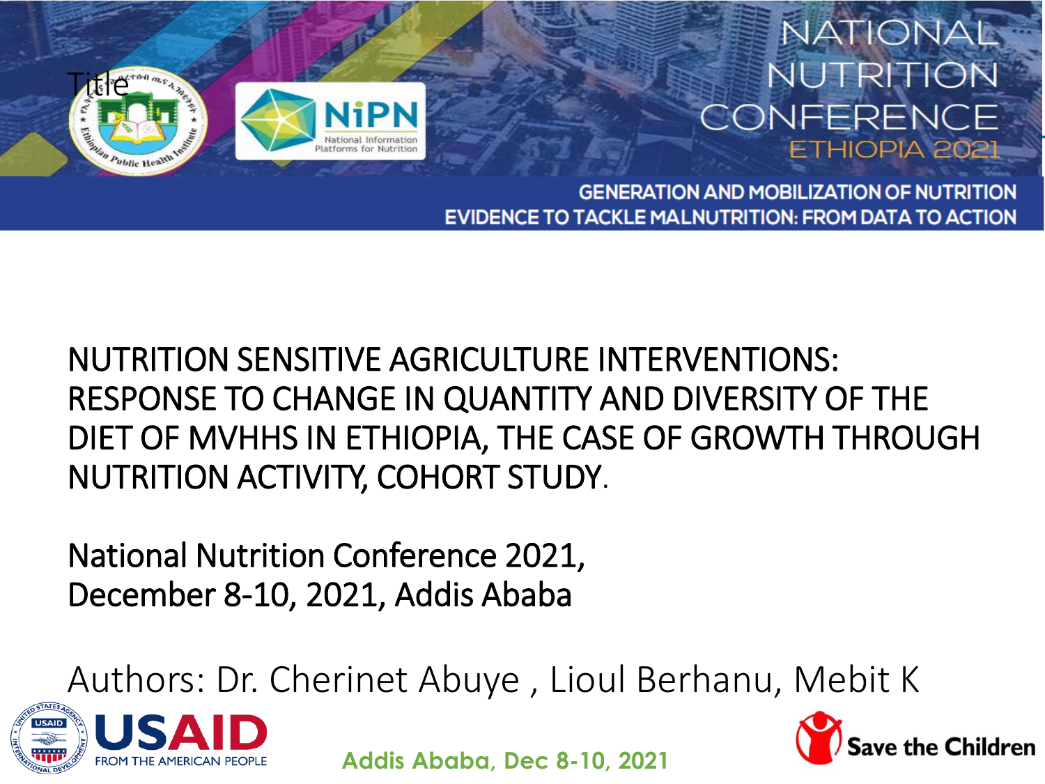NATIONAL NUTRITION CONFERENCE ETHIOPIA 2021

GENERATION AND MOBILIZATION OF NUTRITION EVIDENCE TO TACKLE MALNUTRITION: FROM DATA TO ACTION

# NUTRITION SENSITIVE AGRICULTURE INTERVENTIONS: RESPONSE TO CHANGE IN QUANTITY AND DIVERSITY OF THE DIET OF MVHHS IN ETHIOPIA, THE CASE OF GROWTH THROUGH NUTRITION ACTIVITY, COHORT STUDY.

National Nutrition Conference 2021,
December 8-10, 2021, Addis Ababa

Authors: Dr. Cherinet Abuye , Lioul Berhanu, Mebit K

Addis Ababa, Dec 8-10, 2021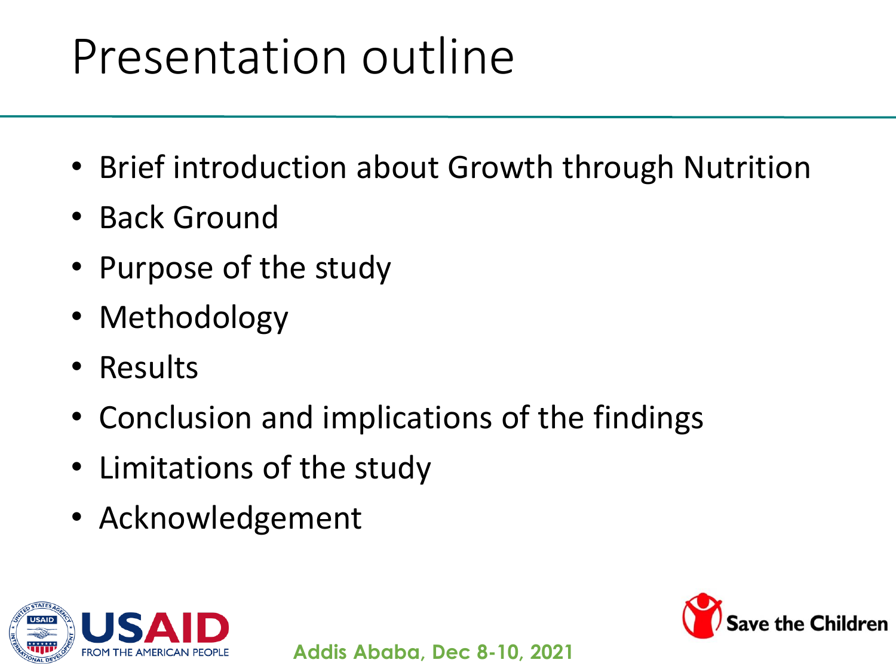# Presentation outline

- Brief introduction about Growth through Nutrition
- Back Ground
- Purpose of the study
- Methodology
- Results
- Conclusion and implications of the findings
- Limitations of the study
- Acknowledgement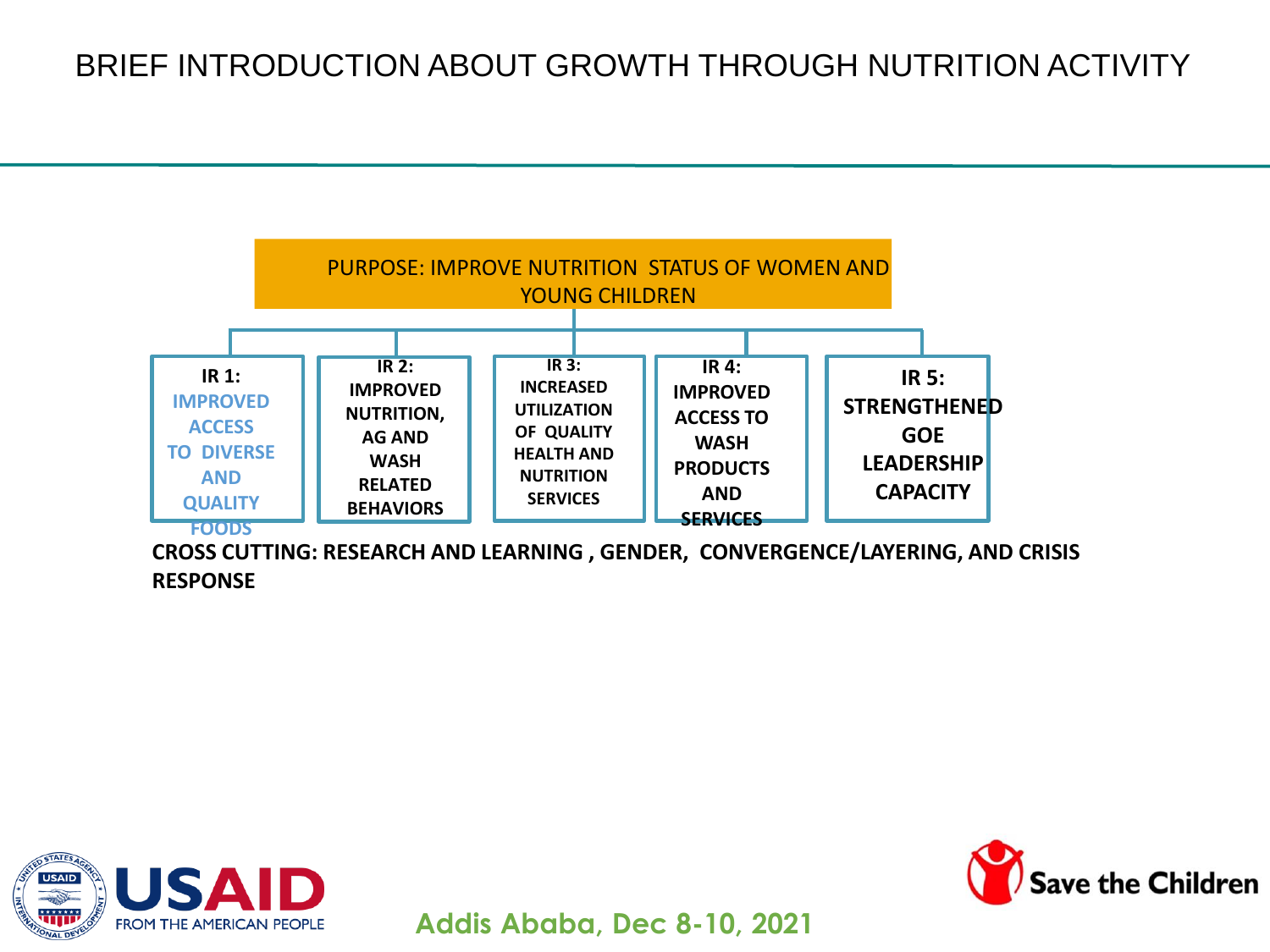# BRIEF INTRODUCTION ABOUT GROWTH THROUGH NUTRITION ACTIVITY

PURPOSE: IMPROVE NUTRITION STATUS OF WOMEN AND YOUNG CHILDREN

- **IR 1:** **IMPROVED ACCESS TO DIVERSE AND QUALITY FOODS**
- **IR 2:** **IMPROVED NUTRITION, AG AND WASH RELATED BEHAVIORS**
- **IR 3:** **INCREASED UTILIZATION OF QUALITY HEALTH AND NUTRITION SERVICES**
- **IR 4:** **IMPROVED ACCESS TO WASH PRODUCTS AND SERVICES**
- **IR 5:** **STRENGTHENED GOE LEADERSHIP CAPACITY**

**CROSS CUTTING: RESEARCH AND LEARNING , GENDER, CONVERGENCE/LAYERING, AND CRISIS RESPONSE**

Addis Ababa, Dec 8-10, 2021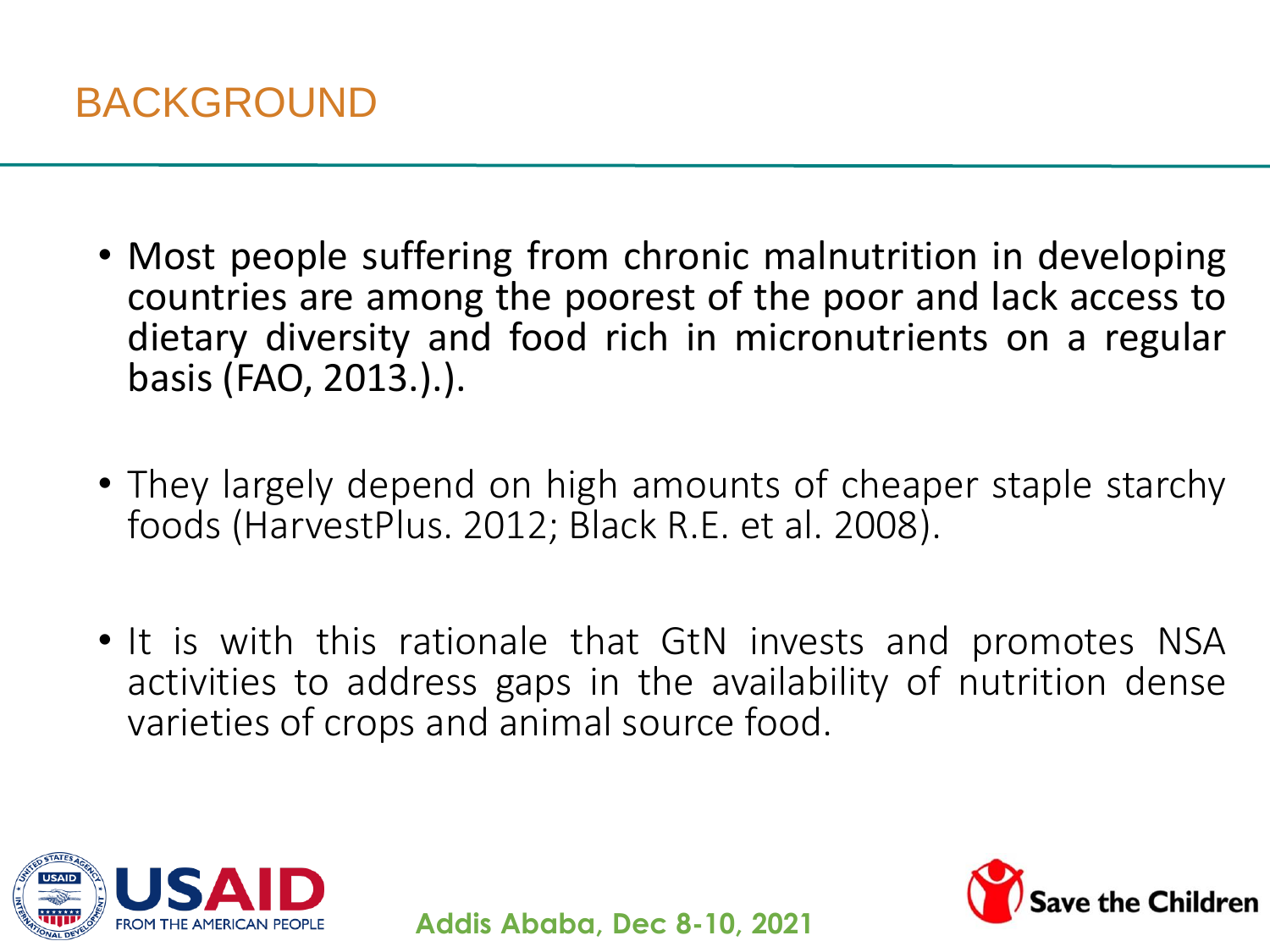# BACKGROUND

- Most people suffering from chronic malnutrition in developing countries are among the poorest of the poor and lack access to dietary diversity and food rich in micronutrients on a regular basis (FAO, 2013.).).

- They largely depend on high amounts of cheaper staple starchy foods (HarvestPlus. 2012; Black R.E. et al. 2008).

- It is with this rationale that GtN invests and promotes NSA activities to address gaps in the availability of nutrition dense varieties of crops and animal source food.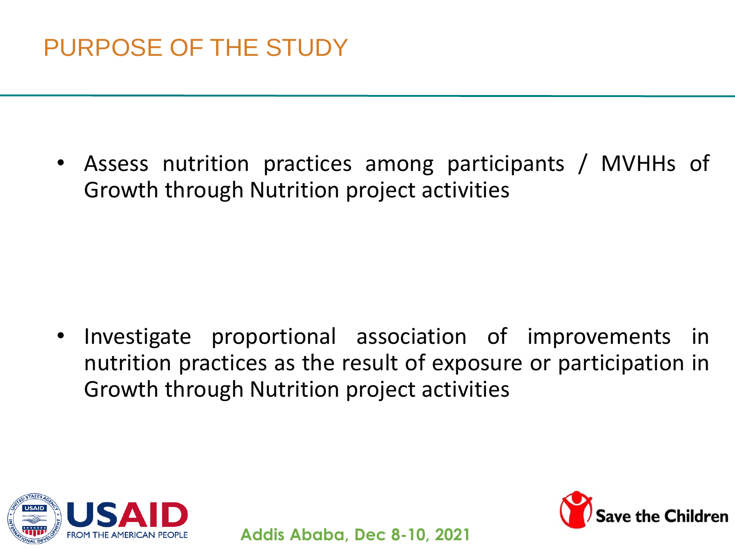# PURPOSE OF THE STUDY

- Assess nutrition practices among participants / MVHHs of Growth through Nutrition project activities

- Investigate proportional association of improvements in nutrition practices as the result of exposure or participation in Growth through Nutrition project activities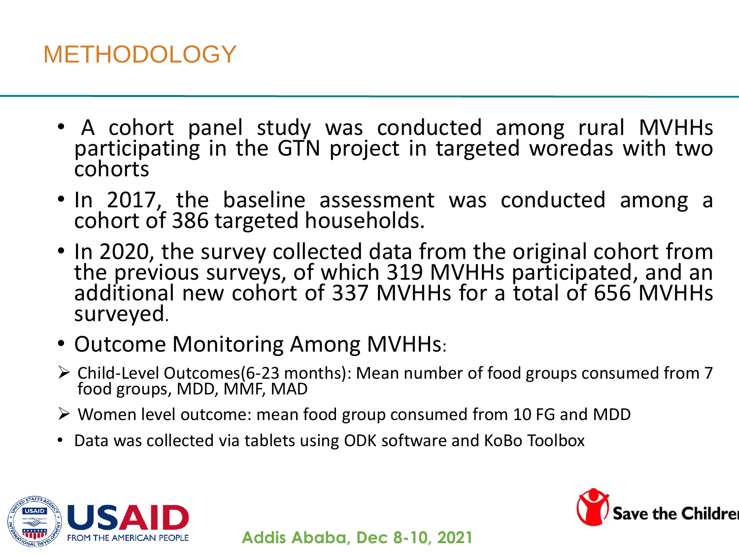# METHODOLOGY

- A cohort panel study was conducted among rural MVHHs participating in the GTN project in targeted woredas with two cohorts
- In 2017, the baseline assessment was conducted among a cohort of 386 targeted households.
- In 2020, the survey collected data from the original cohort from the previous surveys, of which 319 MVHHs participated, and an additional new cohort of 337 MVHHs for a total of 656 MVHHs surveyed.
- Outcome Monitoring Among MVHHs:

➢ Child-Level Outcomes(6-23 months): Mean number of food groups consumed from 7 food groups, MDD, MMF, MAD

➢ Women level outcome: mean food group consumed from 10 FG and MDD

- Data was collected via tablets using ODK software and KoBo Toolbox

USAID FROM THE AMERICAN PEOPLE

Addis Ababa, Dec 8-10, 2021

Save the Children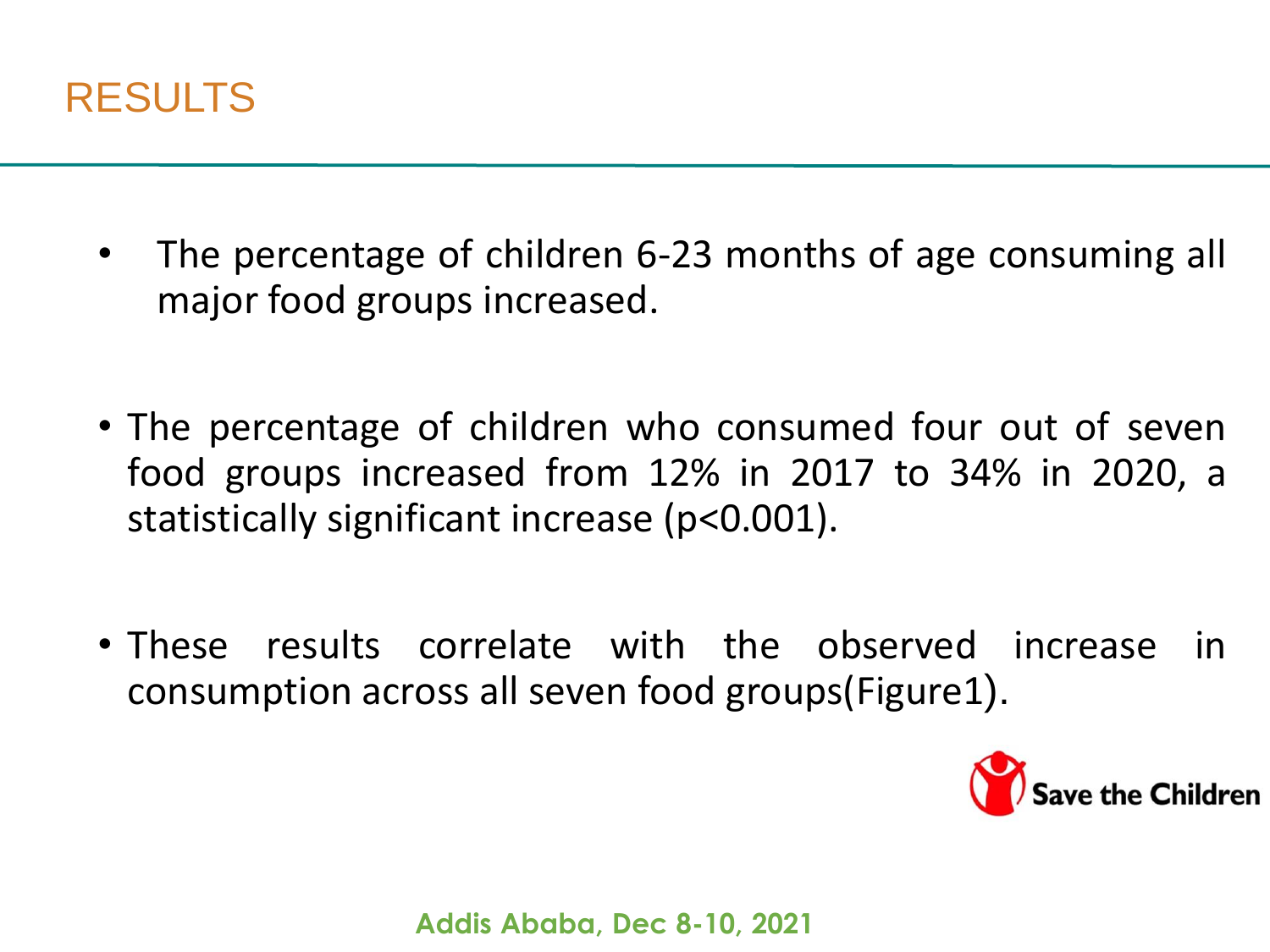# RESULTS

- The percentage of children 6-23 months of age consuming all major food groups increased.
- The percentage of children who consumed four out of seven food groups increased from 12% in 2017 to 34% in 2020, a statistically significant increase ($p<0.001$).
- These results correlate with the observed increase in consumption across all seven food groups(Figure1).

Save the Children

Addis Ababa, Dec 8-10, 2021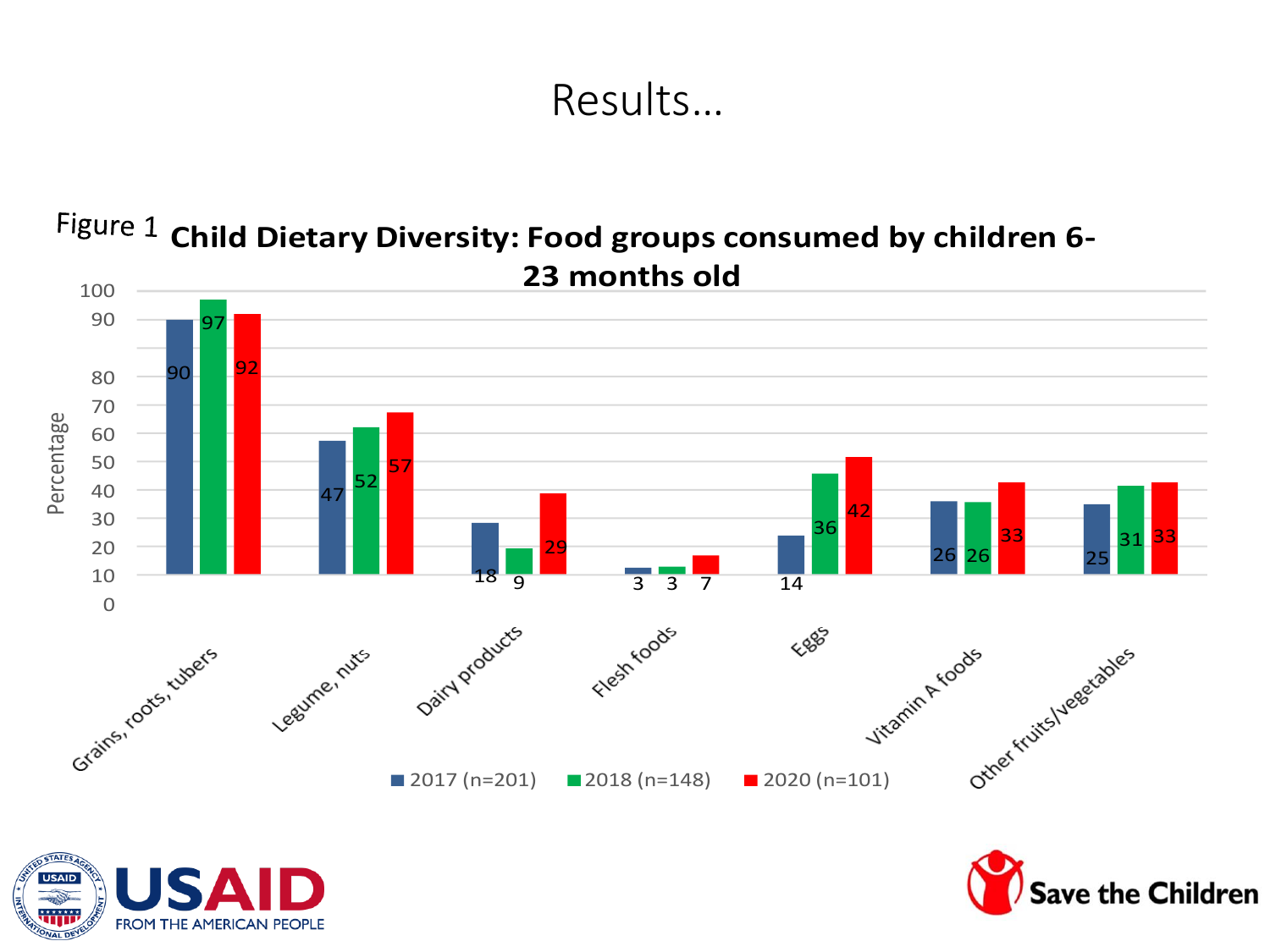# Results…

Figure 1 **Child Dietary Diversity: Food groups consumed by children 6-23 months old**

| Food group | 2017 (n=201) | 2018 (n=148) | 2020 (n=101) |
|---|---|---|---|
| Grains, roots, tubers | 90 | 97 | 92 |
| Legume, nuts | 47 | 52 | 57 |
| Dairy products | 18 | 9 | 29 |
| Flesh foods | 3 | 3 | 7 |
| Eggs | 14 | 36 | 42 |
| Vitamin A foods | 26 | 26 | 33 |
| Other fruits/vegetables | 25 | 31 | 33 |

Percentage

USAID FROM THE AMERICAN PEOPLE

Save the Children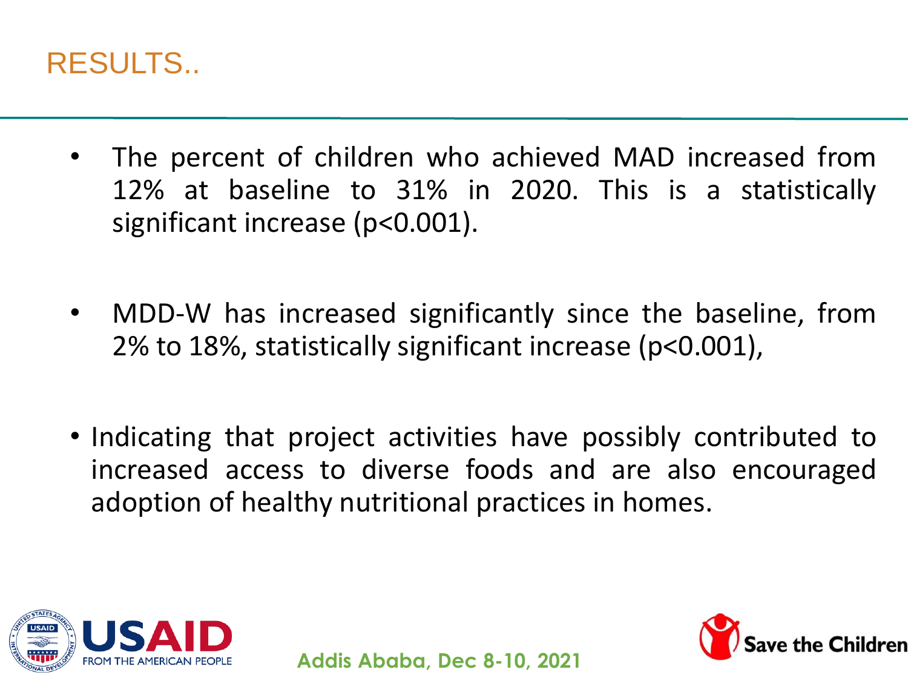# RESULTS..

- The percent of children who achieved MAD increased from 12% at baseline to 31% in 2020. This is a statistically significant increase ($p<0.001$).
- MDD-W has increased significantly since the baseline, from 2% to 18%, statistically significant increase ($p<0.001$),
- Indicating that project activities have possibly contributed to increased access to diverse foods and are also encouraged adoption of healthy nutritional practices in homes.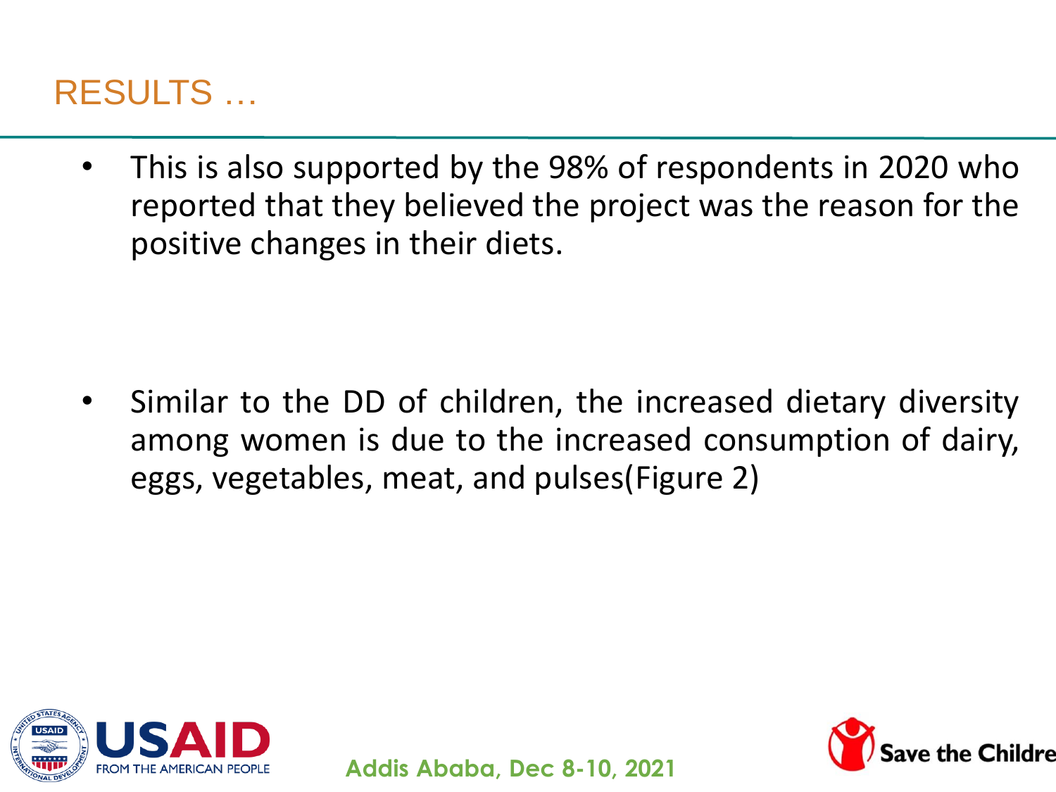# RESULTS …

- This is also supported by the 98% of respondents in 2020 who reported that they believed the project was the reason for the positive changes in their diets.

- Similar to the DD of children, the increased dietary diversity among women is due to the increased consumption of dairy, eggs, vegetables, meat, and pulses(Figure 2)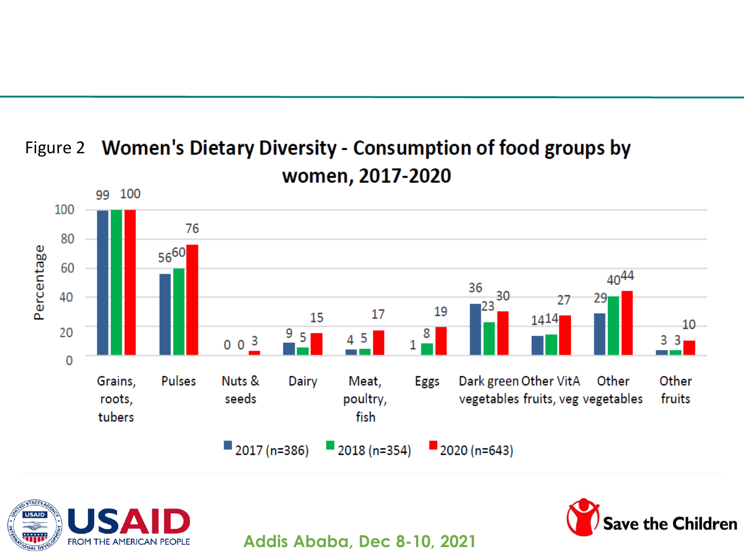Figure 2 **Women's Dietary Diversity - Consumption of food groups by women, 2017-2020**

| Food group | 2017 (n=386) | 2018 (n=354) | 2020 (n=643) |
| --- | --- | --- | --- |
| Grains, roots, tubers | 99 | 100 | 100 |
| Pulses | 56 | 60 | 76 |
| Nuts & seeds | 0 | 0 | 3 |
| Dairy | 9 | 5 | 15 |
| Meat, poultry, fish | 4 | 5 | 17 |
| Eggs | 1 | 8 | 19 |
| Dark green vegetables | 36 | 23 | 30 |
| Other VitA fruits, veg | 14 | 14 | 27 |
| Other vegetables | 29 | 40 | 44 |
| Other fruits | 3 | 3 | 10 |

Percentage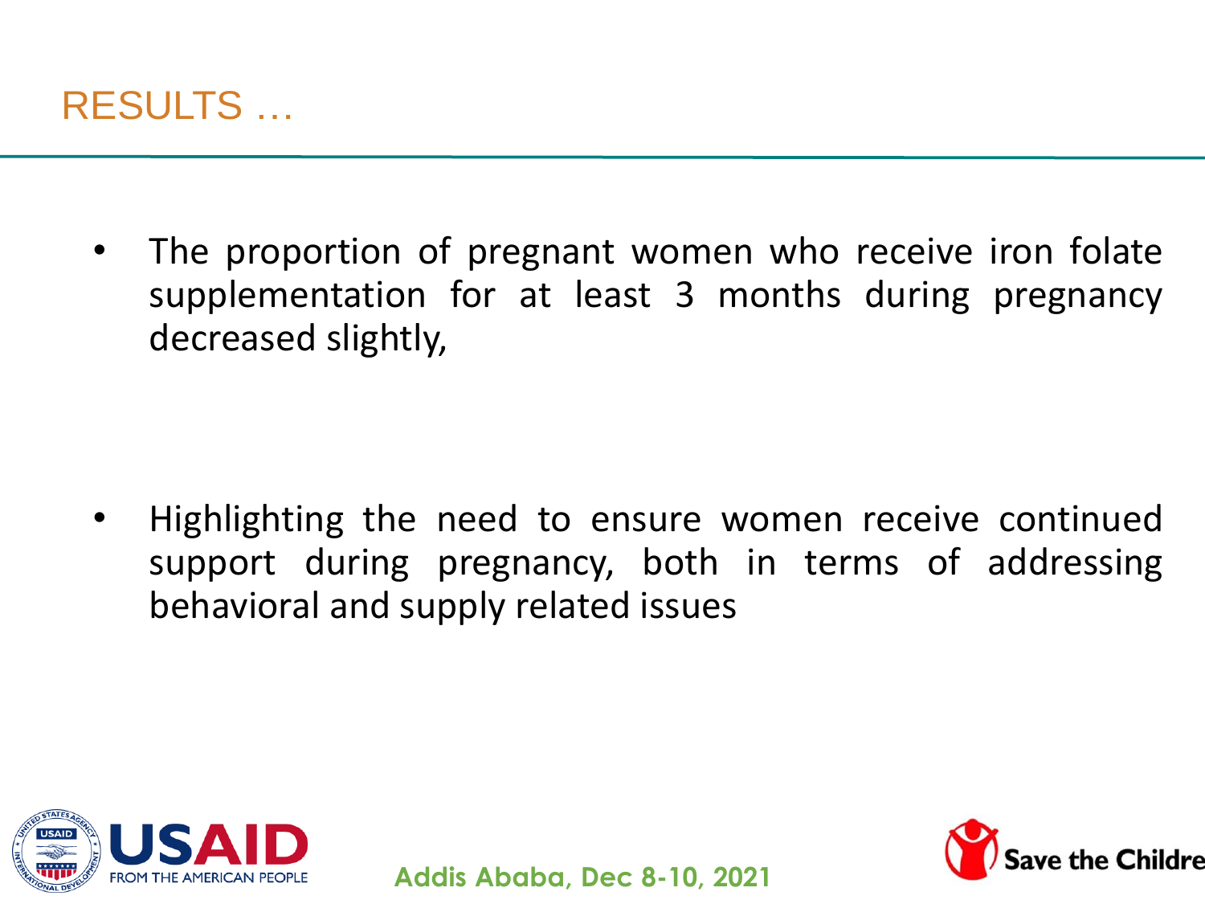# RESULTS …

- The proportion of pregnant women who receive iron folate supplementation for at least 3 months during pregnancy decreased slightly,

- Highlighting the need to ensure women receive continued support during pregnancy, both in terms of addressing behavioral and supply related issues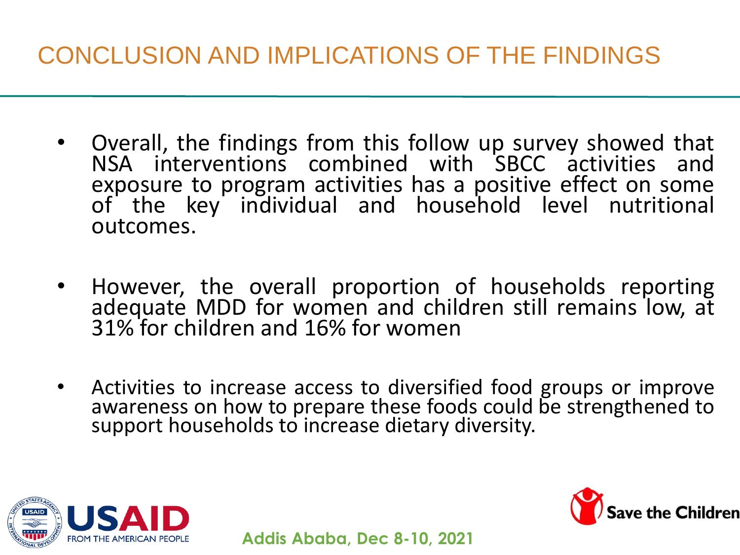# CONCLUSION AND IMPLICATIONS OF THE FINDINGS

- Overall, the findings from this follow up survey showed that NSA interventions combined with SBCC activities and exposure to program activities has a positive effect on some of the key individual and household level nutritional outcomes.

- However, the overall proportion of households reporting adequate MDD for women and children still remains low, at 31% for children and 16% for women

- Activities to increase access to diversified food groups or improve awareness on how to prepare these foods could be strengthened to support households to increase dietary diversity.

USAID FROM THE AMERICAN PEOPLE

Addis Ababa, Dec 8-10, 2021

Save the Children